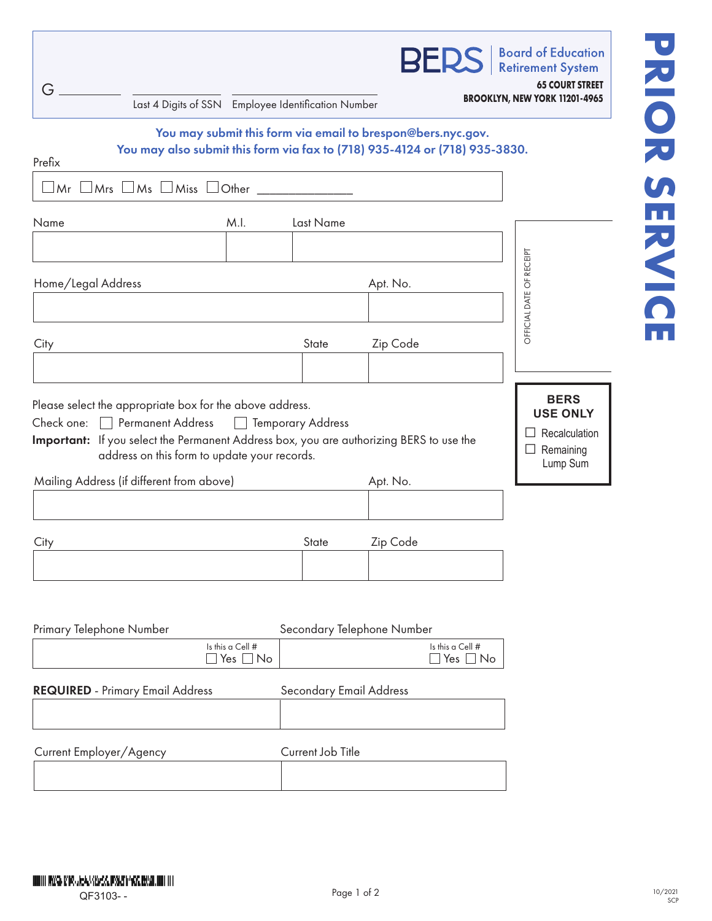# PRIOR SERVICE

**BERS** | Board of Education Retirement System

**65 COURT STREET**
**BROOKLYN, NEW YORK 11201-4965**

G ________ ____________ ____________________

Last 4 Digits of SSN | Employee Identification Number

**You may submit this form via email to brespon@bers.nycgov.**
**You may also submit this form via fax to (718) 935-4124 or (718) 935-3830.**

Prefix

☐ Mr ☐ Mrs ☐ Ms ☐ Miss ☐ Other ______________

| Name | M.I. | Last Name |
|---|---|---|
| | | |

| Home/Legal Address | Apt. No. |
|---|---|
| | |

| City | State | Zip Code |
|---|---|---|
| | | |

OFFICIAL DATE OF RECEIPT

**BERS USE ONLY**

☐ Recalculation
☐ Remaining Lump Sum

Please select the appropriate box for the above address.

Check one: ☐ Permanent Address ☐ Temporary Address

**Important:** If you select the Permanent Address box, you are authorizing BERS to use the address on this form to update your records.

| Mailing Address (if different from above) | Apt. No. |
|---|---|
| | |

| City | State | Zip Code |
|---|---|---|
| | | |

| Primary Telephone Number | Secondary Telephone Number |
|---|---|
| Is this a Cell # ☐ Yes ☐ No | Is this a Cell # ☐ Yes ☐ No |

| **REQUIRED** - Primary Email Address | Secondary Email Address |
|---|---|
| | |

| Current Employer/Agency | Current Job Title |
|---|---|
| | |

QF3103- -

10/2021
SCP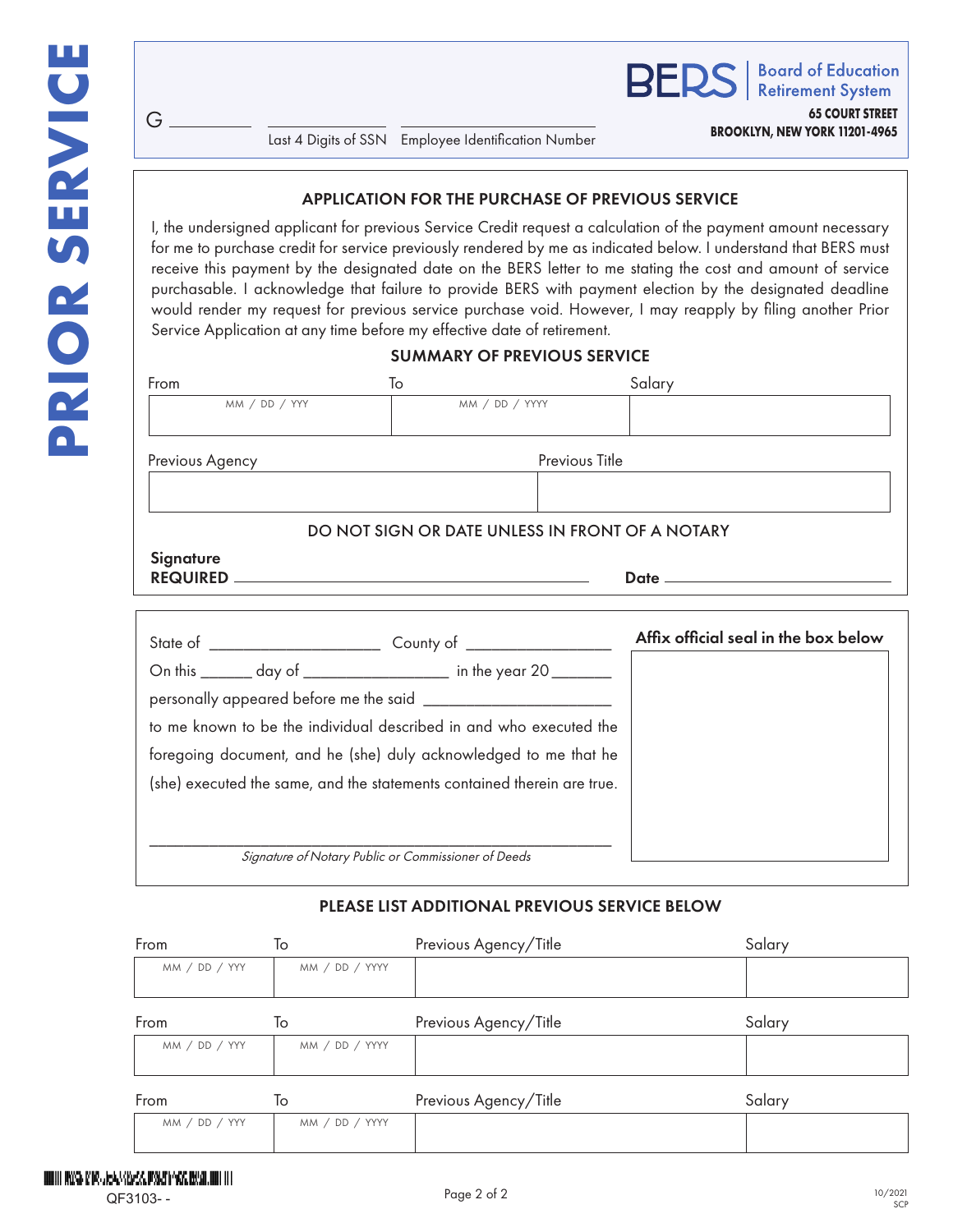PRIOR SERVICE

G __________ __________ __________
Last 4 Digits of SSN Employee Identification Number

BERS Board of Education Retirement System
**65 COURT STREET**
**BROOKLYN, NEW YORK 11201-4965**

## APPLICATION FOR THE PURCHASE OF PREVIOUS SERVICE

I, the undersigned applicant for previous Service Credit request a calculation of the payment amount necessary for me to purchase credit for service previously rendered by me as indicated below. I understand that BERS must receive this payment by the designated date on the BERS letter to me stating the cost and amount of service purchasable. I acknowledge that failure to provide BERS with payment election by the designated deadline would render my request for previous service purchase void. However, I may reapply by filing another Prior Service Application at any time before my effective date of retirement.

### SUMMARY OF PREVIOUS SERVICE

| From | To | Salary |
|---|---|---|
| MM / DD / YYY | MM / DD / YYYY | |

| Previous Agency | Previous Title |
|---|---|
| | |

DO NOT SIGN OR DATE UNLESS IN FRONT OF A NOTARY

**Signature REQUIRED** ____________________ **Date** ____________

State of ____________ County of ____________

On this ______ day of ____________ in the year 20 ______

personally appeared before me the said ____________

to me known to be the individual described in and who executed the foregoing document, and he (she) duly acknowledged to me that he (she) executed the same, and the statements contained therein are true.

____________________
*Signature of Notary Public or Commissioner of Deeds*

**Affix official seal in the box below**

### PLEASE LIST ADDITIONAL PREVIOUS SERVICE BELOW

| From | To | Previous Agency/Title | Salary |
|---|---|---|---|
| MM / DD / YYY | MM / DD / YYYY | | |
| MM / DD / YYY | MM / DD / YYYY | | |
| MM / DD / YYY | MM / DD / YYYY | | |

QF3103- -

10/2021
SCP